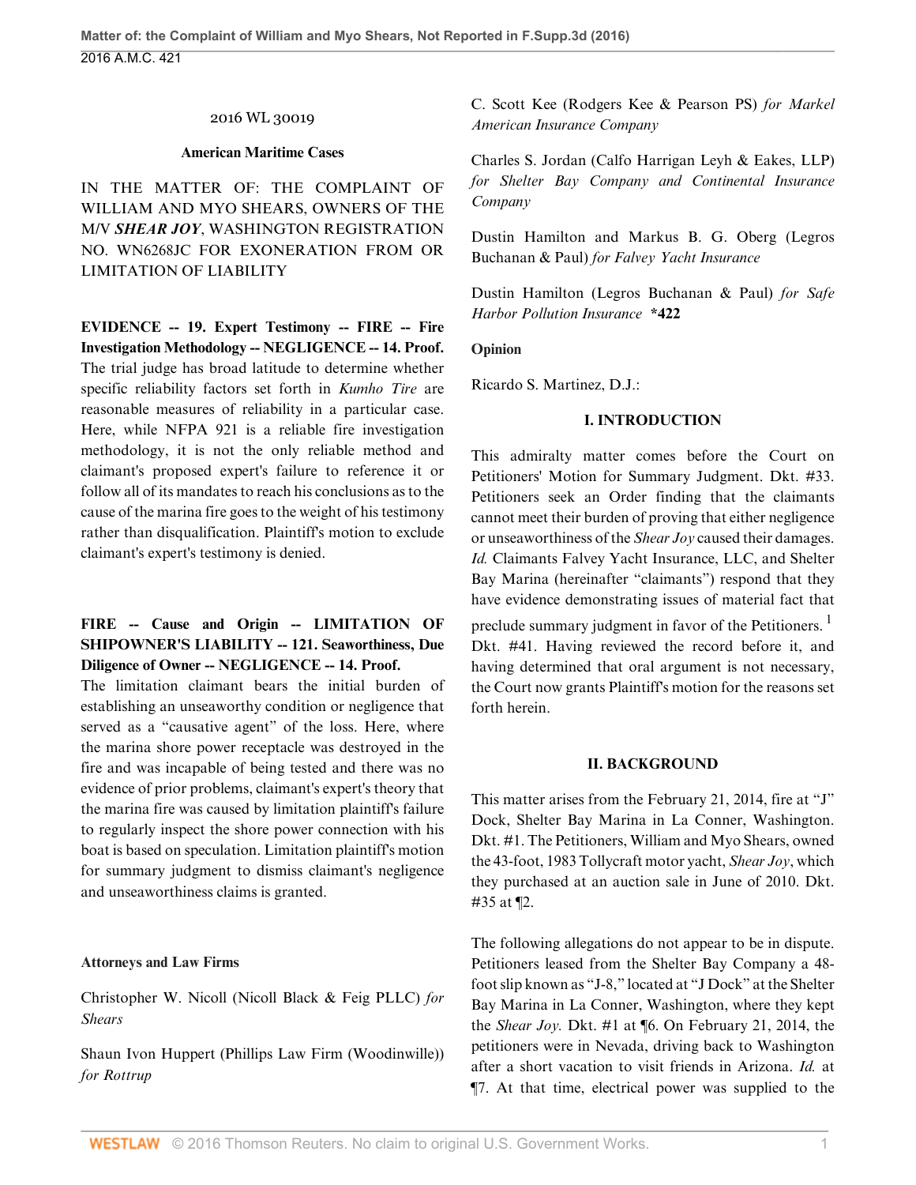2016 WL 30019

**American Maritime Cases**

IN THE MATTER OF: THE COMPLAINT OF WILLIAM AND MYO SHEARS, OWNERS OF THE M/V ***SHEAR JOY***, WASHINGTON REGISTRATION NO. WN6268JC FOR EXONERATION FROM OR LIMITATION OF LIABILITY

**EVIDENCE -- 19. Expert Testimony -- FIRE -- Fire Investigation Methodology -- NEGLIGENCE -- 14. Proof.** The trial judge has broad latitude to determine whether specific reliability factors set forth in *Kumho Tire* are reasonable measures of reliability in a particular case. Here, while NFPA 921 is a reliable fire investigation methodology, it is not the only reliable method and claimant's proposed expert's failure to reference it or follow all of its mandates to reach his conclusions as to the cause of the marina fire goes to the weight of his testimony rather than disqualification. Plaintiff's motion to exclude claimant's expert's testimony is denied.

**FIRE -- Cause and Origin -- LIMITATION OF SHIPOWNER'S LIABILITY -- 121. Seaworthiness, Due Diligence of Owner -- NEGLIGENCE -- 14. Proof.** The limitation claimant bears the initial burden of establishing an unseaworthy condition or negligence that served as a "causative agent" of the loss. Here, where the marina shore power receptacle was destroyed in the fire and was incapable of being tested and there was no evidence of prior problems, claimant's expert's theory that the marina fire was caused by limitation plaintiff's failure to regularly inspect the shore power connection with his boat is based on speculation. Limitation plaintiff's motion for summary judgment to dismiss claimant's negligence and unseaworthiness claims is granted.

**Attorneys and Law Firms**

Christopher W. Nicoll (Nicoll Black & Feig PLLC) *for Shears*

Shaun Ivon Huppert (Phillips Law Firm (Woodinwille)) *for Rottrup*

C. Scott Kee (Rodgers Kee & Pearson PS) *for Markel American Insurance Company*

Charles S. Jordan (Calfo Harrigan Leyh & Eakes, LLP) *for Shelter Bay Company and Continental Insurance Company*

Dustin Hamilton and Markus B. G. Oberg (Legros Buchanan & Paul) *for Falvey Yacht Insurance*

Dustin Hamilton (Legros Buchanan & Paul) *for Safe Harbor Pollution Insurance* **\*422**

**Opinion**

Ricardo S. Martinez, D.J.:

## I. INTRODUCTION

This admiralty matter comes before the Court on Petitioners' Motion for Summary Judgment. Dkt. #33. Petitioners seek an Order finding that the claimants cannot meet their burden of proving that either negligence or unseaworthiness of the *Shear Joy* caused their damages. *Id.* Claimants Falvey Yacht Insurance, LLC, and Shelter Bay Marina (hereinafter "claimants") respond that they have evidence demonstrating issues of material fact that preclude summary judgment in favor of the Petitioners.[1] Dkt. #41. Having reviewed the record before it, and having determined that oral argument is not necessary, the Court now grants Plaintiff's motion for the reasons set forth herein.

## II. BACKGROUND

This matter arises from the February 21, 2014, fire at "J" Dock, Shelter Bay Marina in La Conner, Washington. Dkt. #1. The Petitioners, William and Myo Shears, owned the 43-foot, 1983 Tollycraft motor yacht, *Shear Joy*, which they purchased at an auction sale in June of 2010. Dkt. #35 at ¶2.

The following allegations do not appear to be in dispute. Petitioners leased from the Shelter Bay Company a 48-foot slip known as "J-8," located at "J Dock" at the Shelter Bay Marina in La Conner, Washington, where they kept the *Shear Joy.* Dkt. #1 at ¶6. On February 21, 2014, the petitioners were in Nevada, driving back to Washington after a short vacation to visit friends in Arizona. *Id.* at ¶7. At that time, electrical power was supplied to the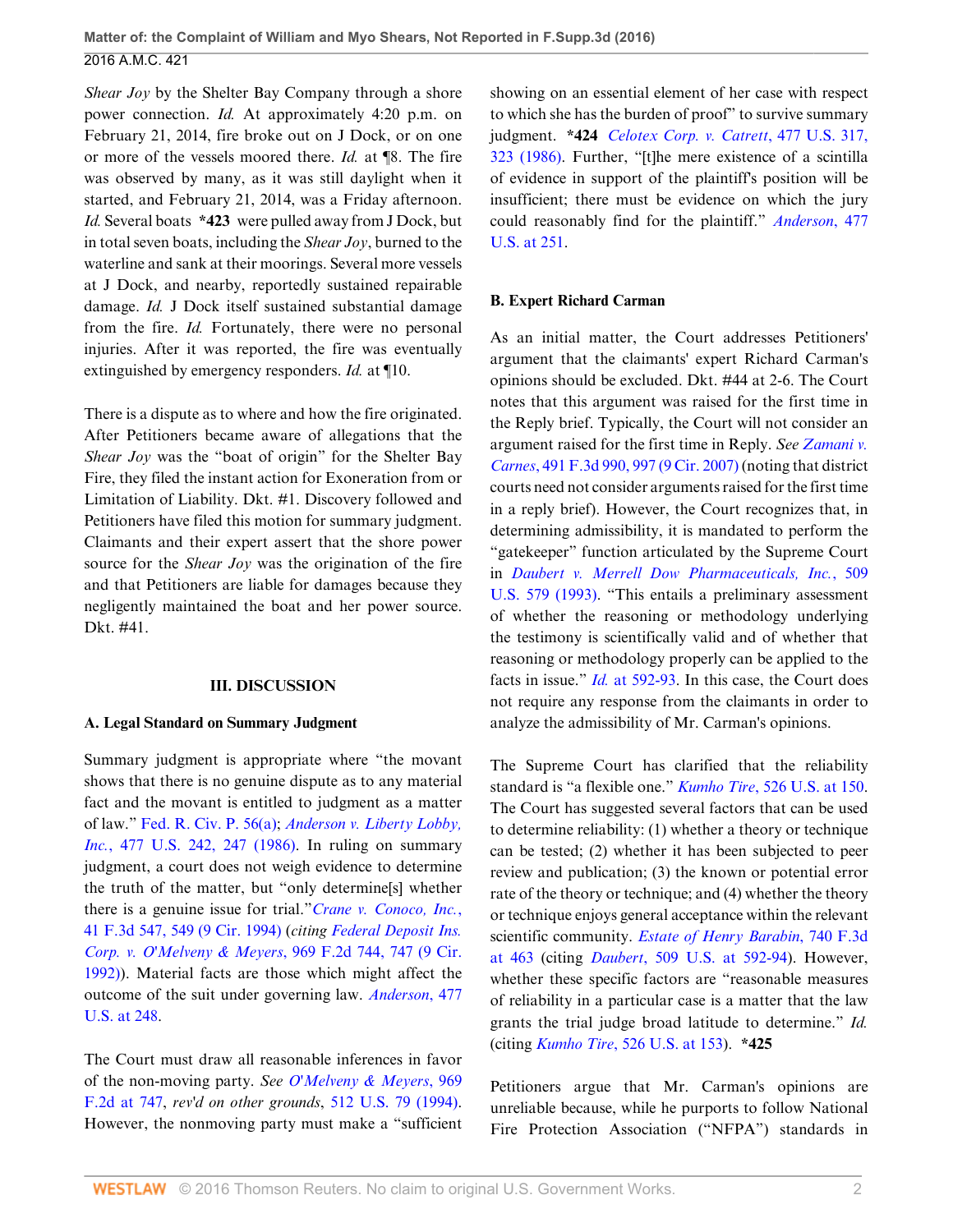*Shear Joy* by the Shelter Bay Company through a shore power connection. *Id.* At approximately 4:20 p.m. on February 21, 2014, fire broke out on J Dock, or on one or more of the vessels moored there. *Id.* at ¶8. The fire was observed by many, as it was still daylight when it started, and February 21, 2014, was a Friday afternoon. *Id.* Several boats **\*423** were pulled away from J Dock, but in total seven boats, including the *Shear Joy*, burned to the waterline and sank at their moorings. Several more vessels at J Dock, and nearby, reportedly sustained repairable damage. *Id.* J Dock itself sustained substantial damage from the fire. *Id.* Fortunately, there were no personal injuries. After it was reported, the fire was eventually extinguished by emergency responders. *Id.* at ¶10.

There is a dispute as to where and how the fire originated. After Petitioners became aware of allegations that the *Shear Joy* was the "boat of origin" for the Shelter Bay Fire, they filed the instant action for Exoneration from or Limitation of Liability. Dkt. #1. Discovery followed and Petitioners have filed this motion for summary judgment. Claimants and their expert assert that the shore power source for the *Shear Joy* was the origination of the fire and that Petitioners are liable for damages because they negligently maintained the boat and her power source. Dkt. #41.

## III. DISCUSSION

### A. Legal Standard on Summary Judgment

Summary judgment is appropriate where "the movant shows that there is no genuine dispute as to any material fact and the movant is entitled to judgment as a matter of law." Fed. R. Civ. P. 56(a); *Anderson v. Liberty Lobby, Inc.*, 477 U.S. 242, 247 (1986). In ruling on summary judgment, a court does not weigh evidence to determine the truth of the matter, but "only determine[s] whether there is a genuine issue for trial."*Crane v. Conoco, Inc.*, 41 F.3d 547, 549 (9 Cir. 1994) (*citing Federal Deposit Ins. Corp. v. O'Melveny & Meyers*, 969 F.2d 744, 747 (9 Cir. 1992)). Material facts are those which might affect the outcome of the suit under governing law. *Anderson*, 477 U.S. at 248.

The Court must draw all reasonable inferences in favor of the non-moving party. *See O'Melveny & Meyers*, 969 F.2d at 747, *rev'd on other grounds*, 512 U.S. 79 (1994). However, the nonmoving party must make a "sufficient showing on an essential element of her case with respect to which she has the burden of proof" to survive summary judgment. **\*424** *Celotex Corp. v. Catrett*, 477 U.S. 317, 323 (1986). Further, "[t]he mere existence of a scintilla of evidence in support of the plaintiff's position will be insufficient; there must be evidence on which the jury could reasonably find for the plaintiff." *Anderson*, 477 U.S. at 251.

### B. Expert Richard Carman

As an initial matter, the Court addresses Petitioners' argument that the claimants' expert Richard Carman's opinions should be excluded. Dkt. #44 at 2-6. The Court notes that this argument was raised for the first time in the Reply brief. Typically, the Court will not consider an argument raised for the first time in Reply. *See Zamani v. Carnes*, 491 F.3d 990, 997 (9 Cir. 2007) (noting that district courts need not consider arguments raised for the first time in a reply brief). However, the Court recognizes that, in determining admissibility, it is mandated to perform the "gatekeeper" function articulated by the Supreme Court in *Daubert v. Merrell Dow Pharmaceuticals, Inc.*, 509 U.S. 579 (1993). "This entails a preliminary assessment of whether the reasoning or methodology underlying the testimony is scientifically valid and of whether that reasoning or methodology properly can be applied to the facts in issue." *Id.* at 592-93. In this case, the Court does not require any response from the claimants in order to analyze the admissibility of Mr. Carman's opinions.

The Supreme Court has clarified that the reliability standard is "a flexible one." *Kumho Tire*, 526 U.S. at 150. The Court has suggested several factors that can be used to determine reliability: (1) whether a theory or technique can be tested; (2) whether it has been subjected to peer review and publication; (3) the known or potential error rate of the theory or technique; and (4) whether the theory or technique enjoys general acceptance within the relevant scientific community. *Estate of Henry Barabin*, 740 F.3d at 463 (citing *Daubert*, 509 U.S. at 592-94). However, whether these specific factors are "reasonable measures of reliability in a particular case is a matter that the law grants the trial judge broad latitude to determine." *Id.* (citing *Kumho Tire*, 526 U.S. at 153). **\*425**

Petitioners argue that Mr. Carman's opinions are unreliable because, while he purports to follow National Fire Protection Association ("NFPA") standards in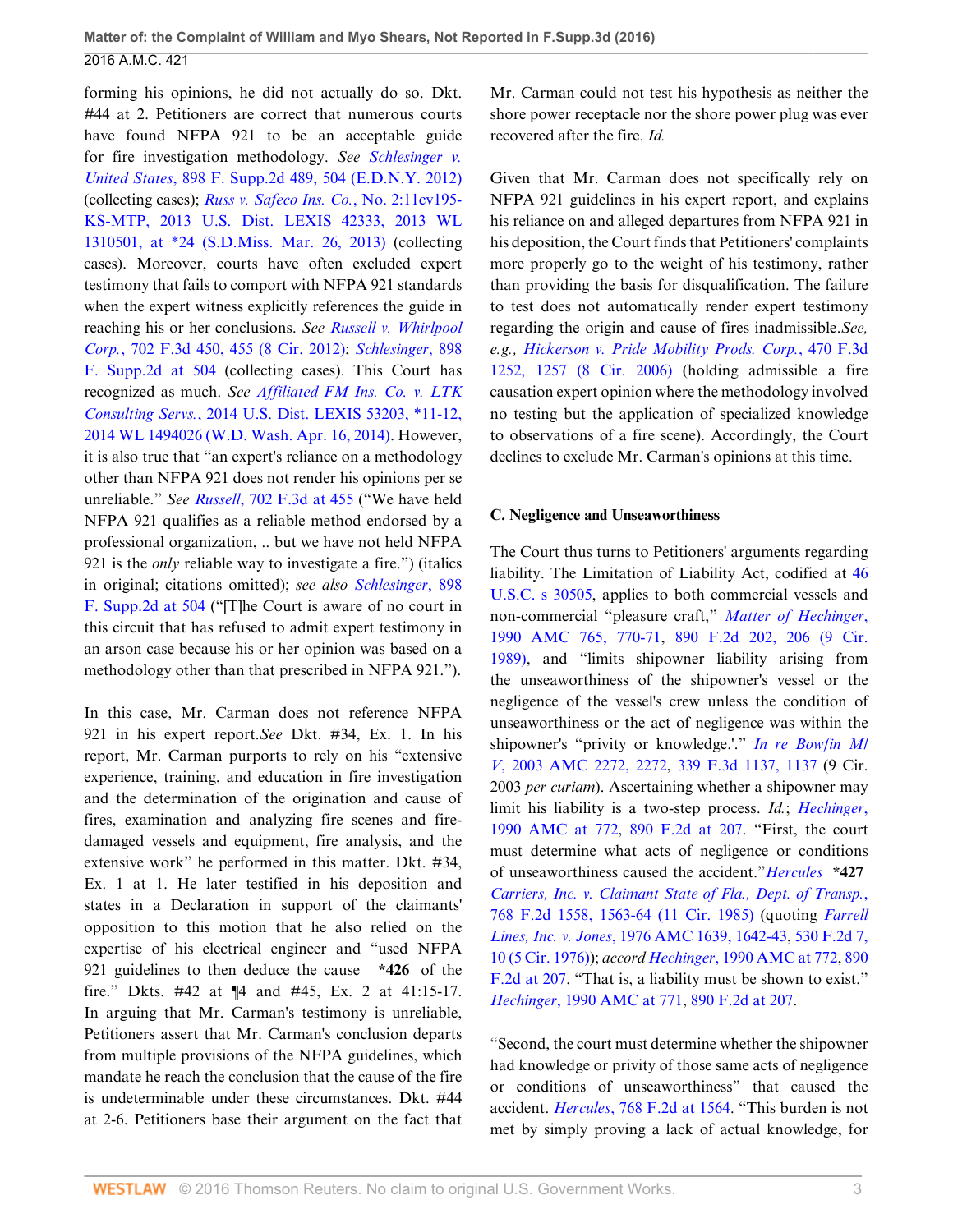forming his opinions, he did not actually do so. Dkt. #44 at 2. Petitioners are correct that numerous courts have found NFPA 921 to be an acceptable guide for fire investigation methodology. *See Schlesinger v. United States*, 898 F. Supp.2d 489, 504 (E.D.N.Y. 2012) (collecting cases); *Russ v. Safeco Ins. Co.*, No. 2:11cv195-KS-MTP, 2013 U.S. Dist. LEXIS 42333, 2013 WL 1310501, at *24 (S.D.Miss. Mar. 26, 2013) (collecting cases). Moreover, courts have often excluded expert testimony that fails to comport with NFPA 921 standards when the expert witness explicitly references the guide in reaching his or her conclusions. *See Russell v. Whirlpool Corp.*, 702 F.3d 450, 455 (8 Cir. 2012); *Schlesinger*, 898 F. Supp.2d at 504 (collecting cases). This Court has recognized as much. *See Affiliated FM Ins. Co. v. LTK Consulting Servs.*, 2014 U.S. Dist. LEXIS 53203, *11-12, 2014 WL 1494026 (W.D. Wash. Apr. 16, 2014). However, it is also true that "an expert's reliance on a methodology other than NFPA 921 does not render his opinions per se unreliable." *See Russell*, 702 F.3d at 455 ("We have held NFPA 921 qualifies as a reliable method endorsed by a professional organization, .. but we have not held NFPA 921 is the *only* reliable way to investigate a fire.") (italics in original; citations omitted); *see also Schlesinger*, 898 F. Supp.2d at 504 ("[T]he Court is aware of no court in this circuit that has refused to admit expert testimony in an arson case because his or her opinion was based on a methodology other than that prescribed in NFPA 921.").

In this case, Mr. Carman does not reference NFPA 921 in his expert report.*See* Dkt. #34, Ex. 1. In his report, Mr. Carman purports to rely on his "extensive experience, training, and education in fire investigation and the determination of the origination and cause of fires, examination and analyzing fire scenes and fire-damaged vessels and equipment, fire analysis, and the extensive work" he performed in this matter. Dkt. #34, Ex. 1 at 1. He later testified in his deposition and states in a Declaration in support of the claimants' opposition to this motion that he also relied on the expertise of his electrical engineer and "used NFPA 921 guidelines to then deduce the cause **\*426** of the fire." Dkts. #42 at ¶4 and #45, Ex. 2 at 41:15-17. In arguing that Mr. Carman's testimony is unreliable, Petitioners assert that Mr. Carman's conclusion departs from multiple provisions of the NFPA guidelines, which mandate he reach the conclusion that the cause of the fire is undeterminable under these circumstances. Dkt. #44 at 2-6. Petitioners base their argument on the fact that Mr. Carman could not test his hypothesis as neither the shore power receptacle nor the shore power plug was ever recovered after the fire. *Id.*

Given that Mr. Carman does not specifically rely on NFPA 921 guidelines in his expert report, and explains his reliance on and alleged departures from NFPA 921 in his deposition, the Court finds that Petitioners' complaints more properly go to the weight of his testimony, rather than providing the basis for disqualification. The failure to test does not automatically render expert testimony regarding the origin and cause of fires inadmissible.*See, e.g., Hickerson v. Pride Mobility Prods. Corp.*, 470 F.3d 1252, 1257 (8 Cir. 2006) (holding admissible a fire causation expert opinion where the methodology involved no testing but the application of specialized knowledge to observations of a fire scene). Accordingly, the Court declines to exclude Mr. Carman's opinions at this time.

### C. Negligence and Unseaworthiness

The Court thus turns to Petitioners' arguments regarding liability. The Limitation of Liability Act, codified at 46 U.S.C. s 30505, applies to both commercial vessels and non-commercial "pleasure craft," *Matter of Hechinger*, 1990 AMC 765, 770-71, 890 F.2d 202, 206 (9 Cir. 1989), and "limits shipowner liability arising from the unseaworthiness of the shipowner's vessel or the negligence of the vessel's crew unless the condition of unseaworthiness or the act of negligence was within the shipowner's "privity or knowledge.'." *In re Bowfin M/V*, 2003 AMC 2272, 2272, 339 F.3d 1137, 1137 (9 Cir. 2003 *per curiam*). Ascertaining whether a shipowner may limit his liability is a two-step process. *Id.*; *Hechinger*, 1990 AMC at 772, 890 F.2d at 207. "First, the court must determine what acts of negligence or conditions of unseaworthiness caused the accident."*Hercules* **\*427** *Carriers, Inc. v. Claimant State of Fla., Dept. of Transp.*, 768 F.2d 1558, 1563-64 (11 Cir. 1985) (quoting *Farrell Lines, Inc. v. Jones*, 1976 AMC 1639, 1642-43, 530 F.2d 7, 10 (5 Cir. 1976)); *accord Hechinger*, 1990 AMC at 772, 890 F.2d at 207. "That is, a liability must be shown to exist." *Hechinger*, 1990 AMC at 771, 890 F.2d at 207.

"Second, the court must determine whether the shipowner had knowledge or privity of those same acts of negligence or conditions of unseaworthiness" that caused the accident. *Hercules*, 768 F.2d at 1564. "This burden is not met by simply proving a lack of actual knowledge, for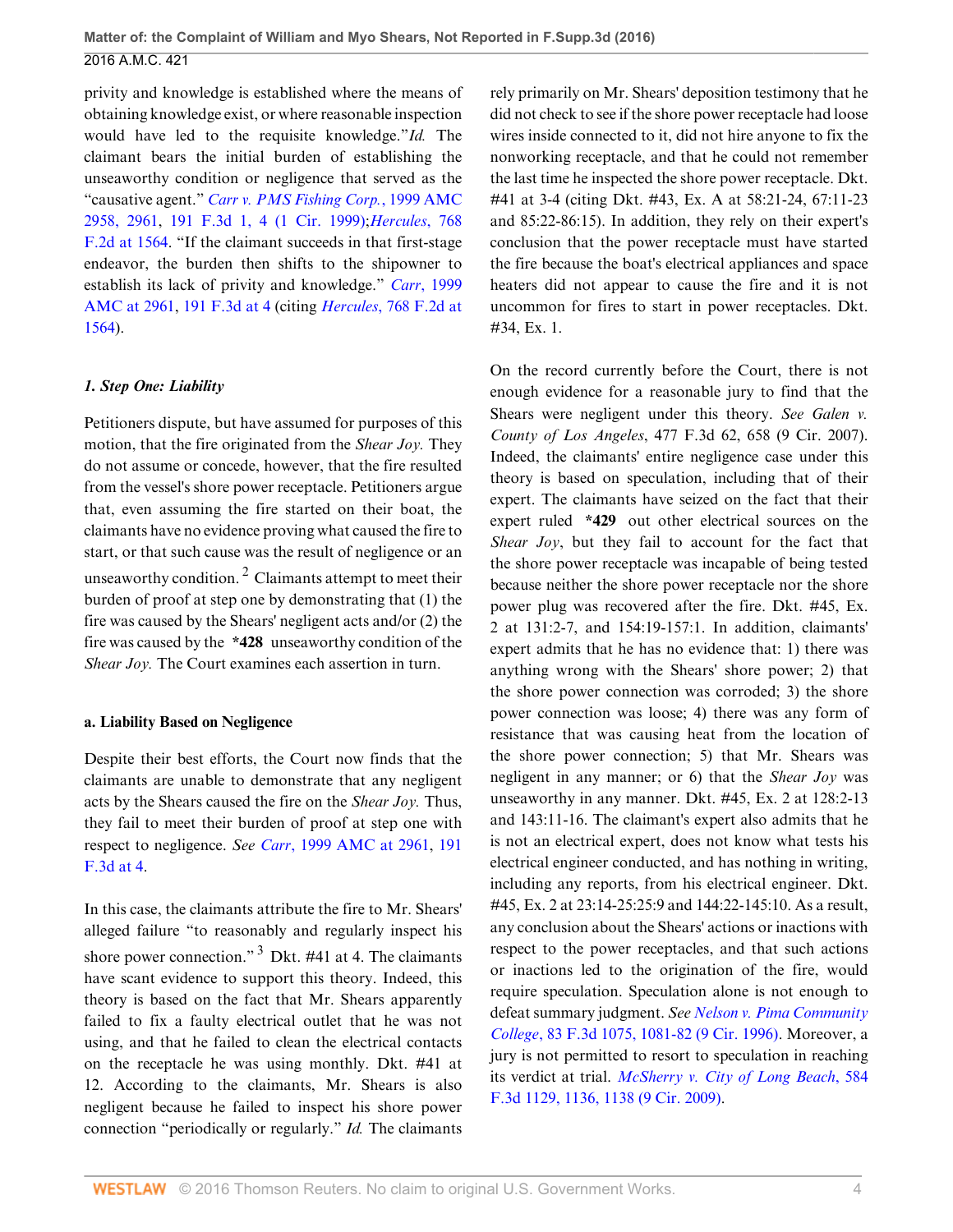privity and knowledge is established where the means of obtaining knowledge exist, or where reasonable inspection would have led to the requisite knowledge." *Id.* The claimant bears the initial burden of establishing the unseaworthy condition or negligence that served as the "causative agent." *Carr v. PMS Fishing Corp.*, 1999 AMC 2958, 2961, 191 F.3d 1, 4 (1 Cir. 1999); *Hercules*, 768 F.2d at 1564. "If the claimant succeeds in that first-stage endeavor, the burden then shifts to the shipowner to establish its lack of privity and knowledge." *Carr*, 1999 AMC at 2961, 191 F.3d at 4 (citing *Hercules*, 768 F.2d at 1564).

### *1. Step One: Liability*

Petitioners dispute, but have assumed for purposes of this motion, that the fire originated from the *Shear Joy.* They do not assume or concede, however, that the fire resulted from the vessel's shore power receptacle. Petitioners argue that, even assuming the fire started on their boat, the claimants have no evidence proving what caused the fire to start, or that such cause was the result of negligence or an unseaworthy condition.[2] Claimants attempt to meet their burden of proof at step one by demonstrating that (1) the fire was caused by the Shears' negligent acts and/or (2) the fire was caused by the **\*428** unseaworthy condition of the *Shear Joy.* The Court examines each assertion in turn.

#### **a. Liability Based on Negligence**

Despite their best efforts, the Court now finds that the claimants are unable to demonstrate that any negligent acts by the Shears caused the fire on the *Shear Joy.* Thus, they fail to meet their burden of proof at step one with respect to negligence. *See Carr*, 1999 AMC at 2961, 191 F.3d at 4.

In this case, the claimants attribute the fire to Mr. Shears' alleged failure "to reasonably and regularly inspect his shore power connection."[3] Dkt. #41 at 4. The claimants have scant evidence to support this theory. Indeed, this theory is based on the fact that Mr. Shears apparently failed to fix a faulty electrical outlet that he was not using, and that he failed to clean the electrical contacts on the receptacle he was using monthly. Dkt. #41 at 12. According to the claimants, Mr. Shears is also negligent because he failed to inspect his shore power connection "periodically or regularly." *Id.* The claimants rely primarily on Mr. Shears' deposition testimony that he did not check to see if the shore power receptacle had loose wires inside connected to it, did not hire anyone to fix the nonworking receptacle, and that he could not remember the last time he inspected the shore power receptacle. Dkt. #41 at 3-4 (citing Dkt. #43, Ex. A at 58:21-24, 67:11-23 and 85:22-86:15). In addition, they rely on their expert's conclusion that the power receptacle must have started the fire because the boat's electrical appliances and space heaters did not appear to cause the fire and it is not uncommon for fires to start in power receptacles. Dkt. #34, Ex. 1.

On the record currently before the Court, there is not enough evidence for a reasonable jury to find that the Shears were negligent under this theory. *See Galen v. County of Los Angeles*, 477 F.3d 62, 658 (9 Cir. 2007). Indeed, the claimants' entire negligence case under this theory is based on speculation, including that of their expert. The claimants have seized on the fact that their expert ruled **\*429** out other electrical sources on the *Shear Joy*, but they fail to account for the fact that the shore power receptacle was incapable of being tested because neither the shore power receptacle nor the shore power plug was recovered after the fire. Dkt. #45, Ex. 2 at 131:2-7, and 154:19-157:1. In addition, claimants' expert admits that he has no evidence that: 1) there was anything wrong with the Shears' shore power; 2) that the shore power connection was corroded; 3) the shore power connection was loose; 4) there was any form of resistance that was causing heat from the location of the shore power connection; 5) that Mr. Shears was negligent in any manner; or 6) that the *Shear Joy* was unseaworthy in any manner. Dkt. #45, Ex. 2 at 128:2-13 and 143:11-16. The claimant's expert also admits that he is not an electrical expert, does not know what tests his electrical engineer conducted, and has nothing in writing, including any reports, from his electrical engineer. Dkt. #45, Ex. 2 at 23:14-25:25:9 and 144:22-145:10. As a result, any conclusion about the Shears' actions or inactions with respect to the power receptacles, and that such actions or inactions led to the origination of the fire, would require speculation. Speculation alone is not enough to defeat summary judgment. *See Nelson v. Pima Community College*, 83 F.3d 1075, 1081-82 (9 Cir. 1996). Moreover, a jury is not permitted to resort to speculation in reaching its verdict at trial. *McSherry v. City of Long Beach*, 584 F.3d 1129, 1136, 1138 (9 Cir. 2009).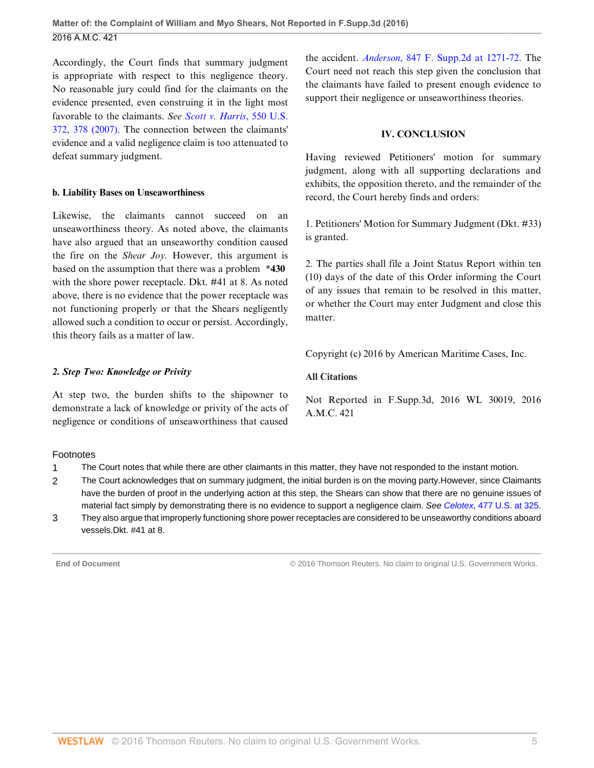Accordingly, the Court finds that summary judgment is appropriate with respect to this negligence theory. No reasonable jury could find for the claimants on the evidence presented, even construing it in the light most favorable to the claimants. *See Scott v. Harris*, 550 U.S. 372, 378 (2007). The connection between the claimants' evidence and a valid negligence claim is too attenuated to defeat summary judgment.

**b. Liability Bases on Unseaworthiness**

Likewise, the claimants cannot succeed on an unseaworthiness theory. As noted above, the claimants have also argued that an unseaworthy condition caused the fire on the *Shear Joy.* However, this argument is based on the assumption that there was a problem **\*430** with the shore power receptacle. Dkt. #41 at 8. As noted above, there is no evidence that the power receptacle was not functioning properly or that the Shears negligently allowed such a condition to occur or persist. Accordingly, this theory fails as a matter of law.

***2. Step Two: Knowledge or Privity***

At step two, the burden shifts to the shipowner to demonstrate a lack of knowledge or privity of the acts of negligence or conditions of unseaworthiness that caused the accident. *Anderson*, 847 F. Supp.2d at 1271-72. The Court need not reach this step given the conclusion that the claimants have failed to present enough evidence to support their negligence or unseaworthiness theories.

**IV. CONCLUSION**

Having reviewed Petitioners' motion for summary judgment, along with all supporting declarations and exhibits, the opposition thereto, and the remainder of the record, the Court hereby finds and orders:

1. Petitioners' Motion for Summary Judgment (Dkt. #33) is granted.

2. The parties shall file a Joint Status Report within ten (10) days of the date of this Order informing the Court of any issues that remain to be resolved in this matter, or whether the Court may enter Judgment and close this matter.

Copyright (c) 2016 by American Maritime Cases, Inc.

**All Citations**

Not Reported in F.Supp.3d, 2016 WL 30019, 2016 A.M.C. 421

Footnotes

1 The Court notes that while there are other claimants in this matter, they have not responded to the instant motion.

2 The Court acknowledges that on summary judgment, the initial burden is on the moving party.However, since Claimants have the burden of proof in the underlying action at this step, the Shears can show that there are no genuine issues of material fact simply by demonstrating there is no evidence to support a negligence claim. *See Celotex*, 477 U.S. at 325.

3 They also argue that improperly functioning shore power receptacles are considered to be unseaworthy conditions aboard vessels.Dkt. #41 at 8.

End of Document © 2016 Thomson Reuters. No claim to original U.S. Government Works.